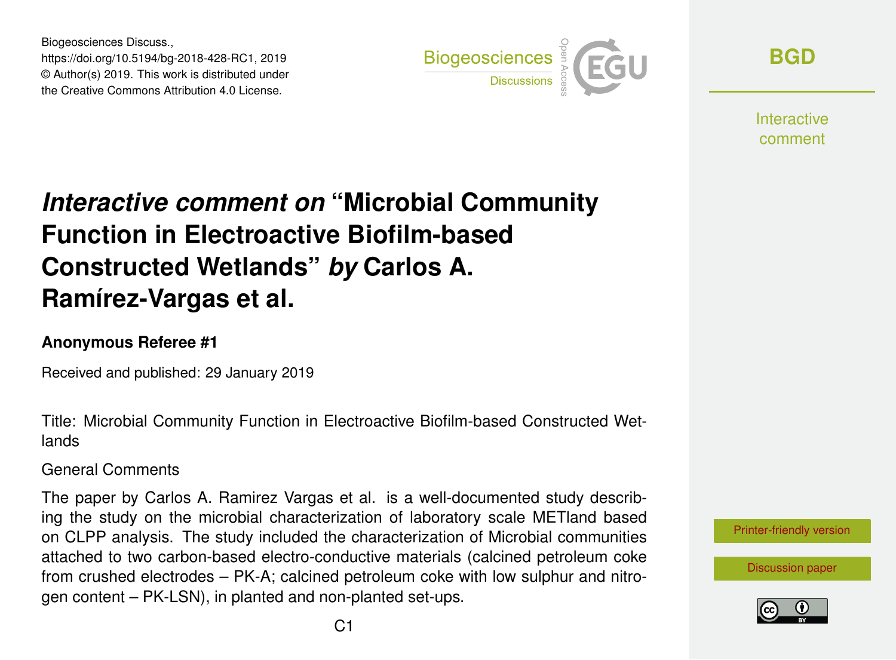# *Interactive comment on* "Microbial Community Function in Electroactive Biofilm-based Constructed Wetlands" *by* Carlos A. Ramírez-Vargas et al.

**Anonymous Referee #1**

Received and published: 29 January 2019

Title: Microbial Community Function in Electroactive Biofilm-based Constructed Wetlands

General Comments

The paper by Carlos A. Ramirez Vargas et al. is a well-documented study describing the study on the microbial characterization of laboratory scale METland based on CLPP analysis. The study included the characterization of Microbial communities attached to two carbon-based electro-conductive materials (calcined petroleum coke from crushed electrodes – PK-A; calcined petroleum coke with low sulphur and nitrogen content – PK-LSN), in planted and non-planted set-ups.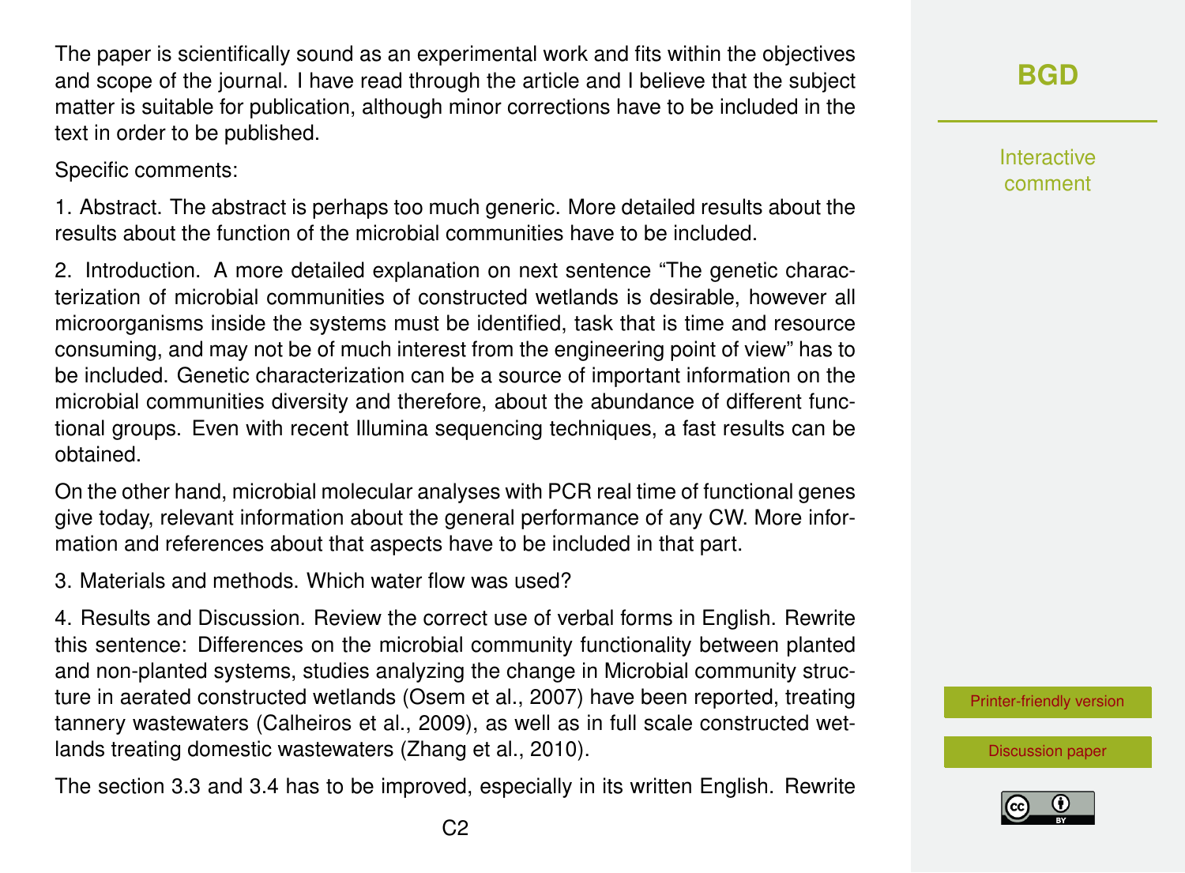The paper is scientifically sound as an experimental work and fits within the objectives and scope of the journal. I have read through the article and I believe that the subject matter is suitable for publication, although minor corrections have to be included in the text in order to be published.

Specific comments:

1. Abstract. The abstract is perhaps too much generic. More detailed results about the results about the function of the microbial communities have to be included.

2. Introduction. A more detailed explanation on next sentence "The genetic characterization of microbial communities of constructed wetlands is desirable, however all microorganisms inside the systems must be identified, task that is time and resource consuming, and may not be of much interest from the engineering point of view" has to be included. Genetic characterization can be a source of important information on the microbial communities diversity and therefore, about the abundance of different functional groups. Even with recent Illumina sequencing techniques, a fast results can be obtained.

On the other hand, microbial molecular analyses with PCR real time of functional genes give today, relevant information about the general performance of any CW. More information and references about that aspects have to be included in that part.

3. Materials and methods. Which water flow was used?

4. Results and Discussion. Review the correct use of verbal forms in English. Rewrite this sentence: Differences on the microbial community functionality between planted and non-planted systems, studies analyzing the change in Microbial community structure in aerated constructed wetlands (Osem et al., 2007) have been reported, treating tannery wastewaters (Calheiros et al., 2009), as well as in full scale constructed wetlands treating domestic wastewaters (Zhang et al., 2010).

The section 3.3 and 3.4 has to be improved, especially in its written English. Rewrite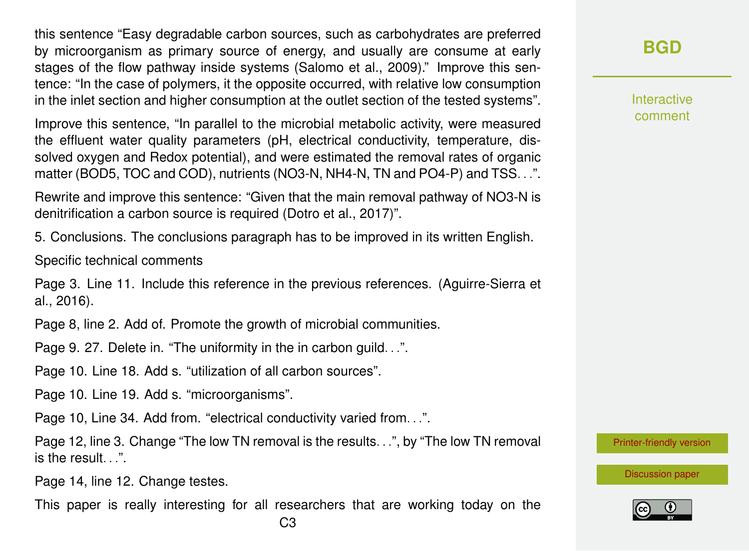this sentence "Easy degradable carbon sources, such as carbohydrates are preferred by microorganism as primary source of energy, and usually are consume at early stages of the flow pathway inside systems (Salomo et al., 2009)." Improve this sentence: "In the case of polymers, it the opposite occurred, with relative low consumption in the inlet section and higher consumption at the outlet section of the tested systems".

Improve this sentence, "In parallel to the microbial metabolic activity, were measured the effluent water quality parameters (pH, electrical conductivity, temperature, dissolved oxygen and Redox potential), and were estimated the removal rates of organic matter (BOD5, TOC and COD), nutrients (NO3-N, NH4-N, TN and PO4-P) and TSS. . .".

Rewrite and improve this sentence: "Given that the main removal pathway of NO3-N is denitrification a carbon source is required (Dotro et al., 2017)".

5. Conclusions. The conclusions paragraph has to be improved in its written English.

Specific technical comments

Page 3. Line 11. Include this reference in the previous references. (Aguirre-Sierra et al., 2016).

Page 8, line 2. Add of. Promote the growth of microbial communities.

Page 9. 27. Delete in. "The uniformity in the in carbon guild. . .".

Page 10. Line 18. Add s. "utilization of all carbon sources".

Page 10. Line 19. Add s. "microorganisms".

Page 10, Line 34. Add from. "electrical conductivity varied from. . .".

Page 12, line 3. Change "The low TN removal is the results. . .", by "The low TN removal is the result. . .".

Page 14, line 12. Change testes.

This paper is really interesting for all researchers that are working today on the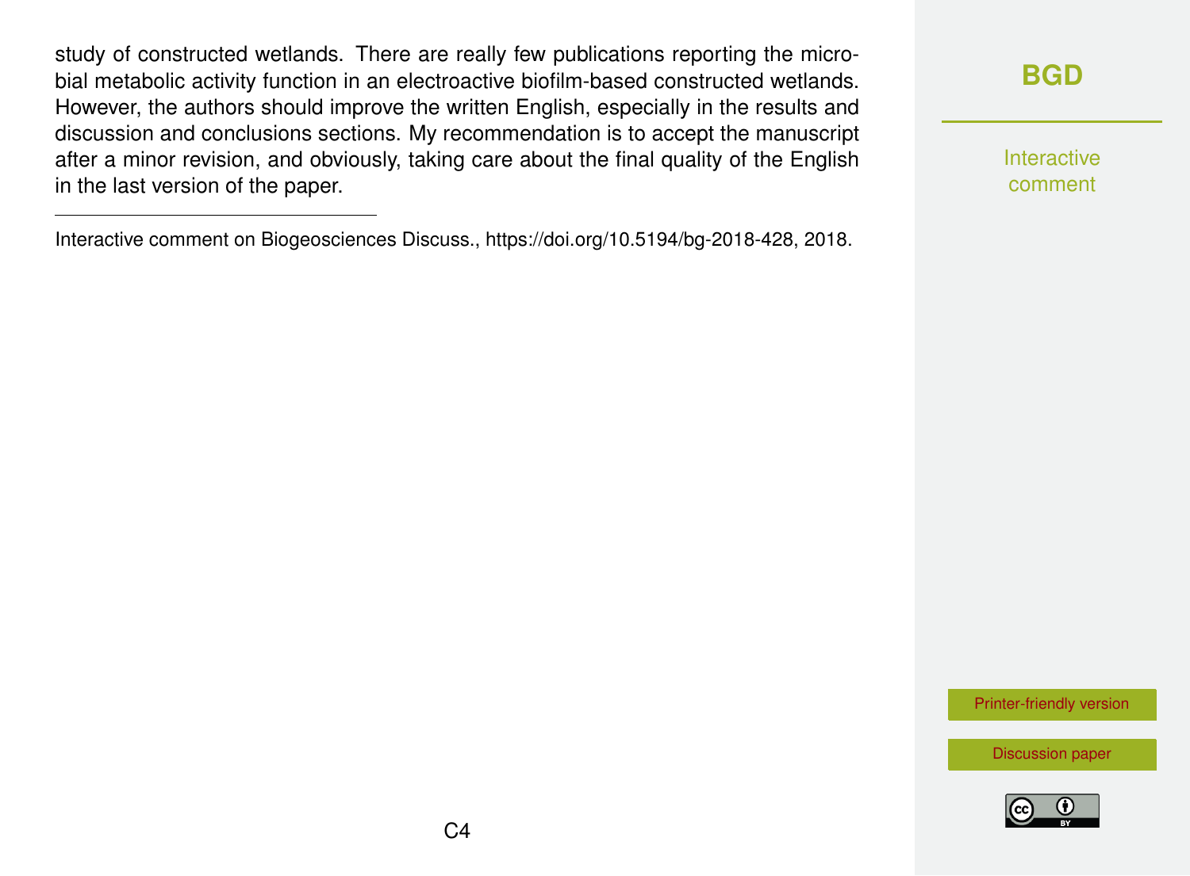study of constructed wetlands. There are really few publications reporting the microbial metabolic activity function in an electroactive biofilm-based constructed wetlands. However, the authors should improve the written English, especially in the results and discussion and conclusions sections. My recommendation is to accept the manuscript after a minor revision, and obviously, taking care about the final quality of the English in the last version of the paper.

---

Interactive comment on Biogeosciences Discuss., https://doi.org/10.5194/bg-2018-428, 2018.